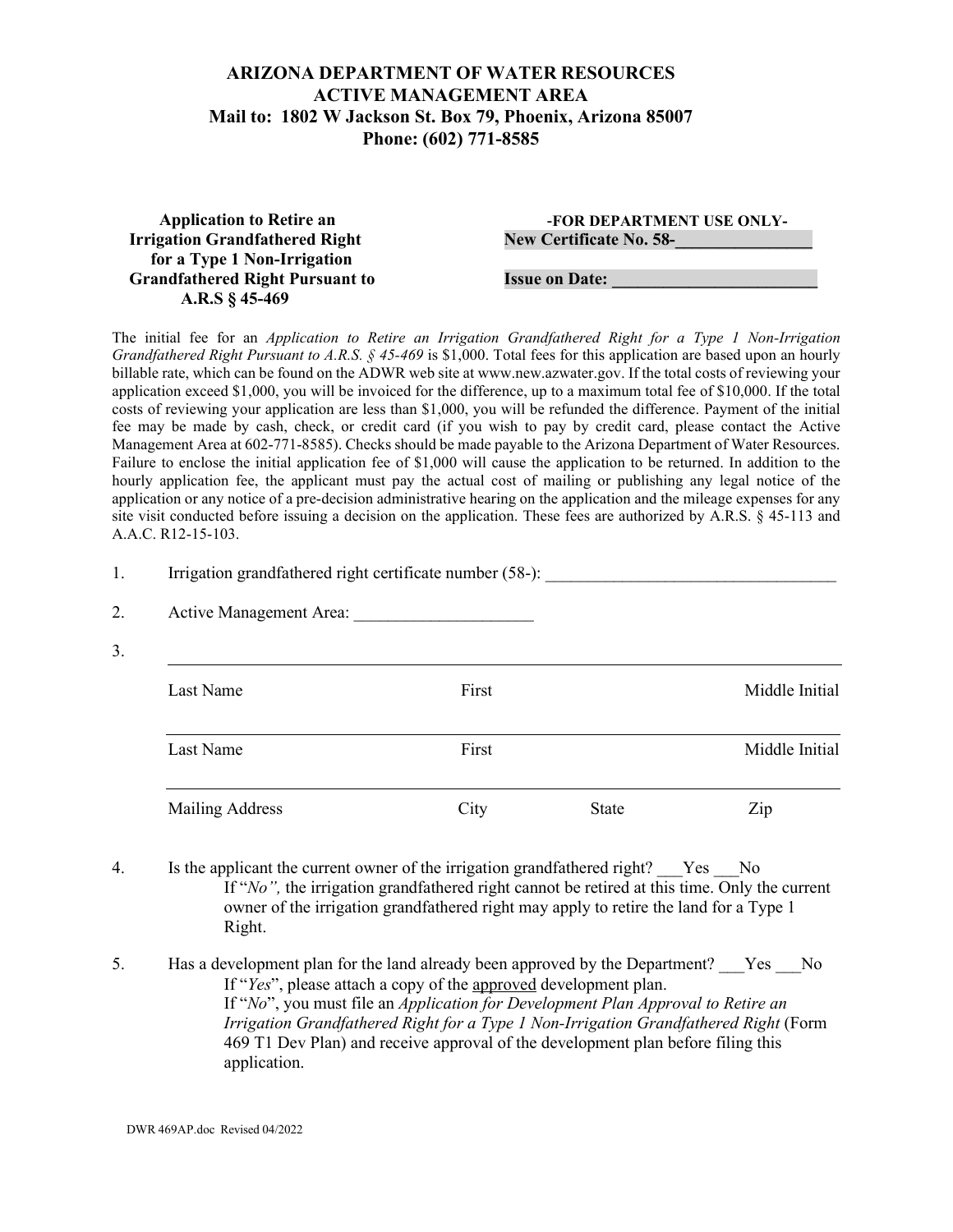**ARIZONA DEPARTMENT OF WATER RESOURCES**
**ACTIVE MANAGEMENT AREA**
**Mail to: 1802 W Jackson St. Box 79, Phoenix, Arizona 85007**
**Phone: (602) 771-8585**

**Application to Retire an Irrigation Grandfathered Right for a Type 1 Non-Irrigation Grandfathered Right Pursuant to A.R.S § 45-469**

**-FOR DEPARTMENT USE ONLY-**
**New Certificate No. 58-________________**

**Issue on Date: ________________________**

The initial fee for an *Application to Retire an Irrigation Grandfathered Right for a Type 1 Non-Irrigation Grandfathered Right Pursuant to A.R.S. § 45-469* is $1,000. Total fees for this application are based upon an hourly billable rate, which can be found on the ADWR web site at www.new.azwater.gov. If the total costs of reviewing your application exceed $1,000, you will be invoiced for the difference, up to a maximum total fee of $10,000. If the total costs of reviewing your application are less than $1,000, you will be refunded the difference. Payment of the initial fee may be made by cash, check, or credit card (if you wish to pay by credit card, please contact the Active Management Area at 602-771-8585). Checks should be made payable to the Arizona Department of Water Resources. Failure to enclose the initial application fee of $1,000 will cause the application to be returned. In addition to the hourly application fee, the applicant must pay the actual cost of mailing or publishing any legal notice of the application or any notice of a pre-decision administrative hearing on the application and the mileage expenses for any site visit conducted before issuing a decision on the application. These fees are authorized by A.R.S. § 45-113 and A.A.C. R12-15-103.

1. Irrigation grandfathered right certificate number (58-): ___________________________________

2. Active Management Area: _____________________

3. ______________________________________________________________________

   Last Name First Middle Initial

   ______________________________________________________________________

   Last Name First Middle Initial

   ______________________________________________________________________

   Mailing Address City State Zip

4. Is the applicant the current owner of the irrigation grandfathered right? ___Yes ___No
   If "*No",* the irrigation grandfathered right cannot be retired at this time. Only the current owner of the irrigation grandfathered right may apply to retire the land for a Type 1 Right.

5. Has a development plan for the land already been approved by the Department? ___Yes ___No
   If "*Yes*", please attach a copy of the approved development plan.
   If "*No*", you must file an *Application for Development Plan Approval to Retire an Irrigation Grandfathered Right for a Type 1 Non-Irrigation Grandfathered Right* (Form 469 T1 Dev Plan) and receive approval of the development plan before filing this application.

DWR 469AP.doc Revised 04/2022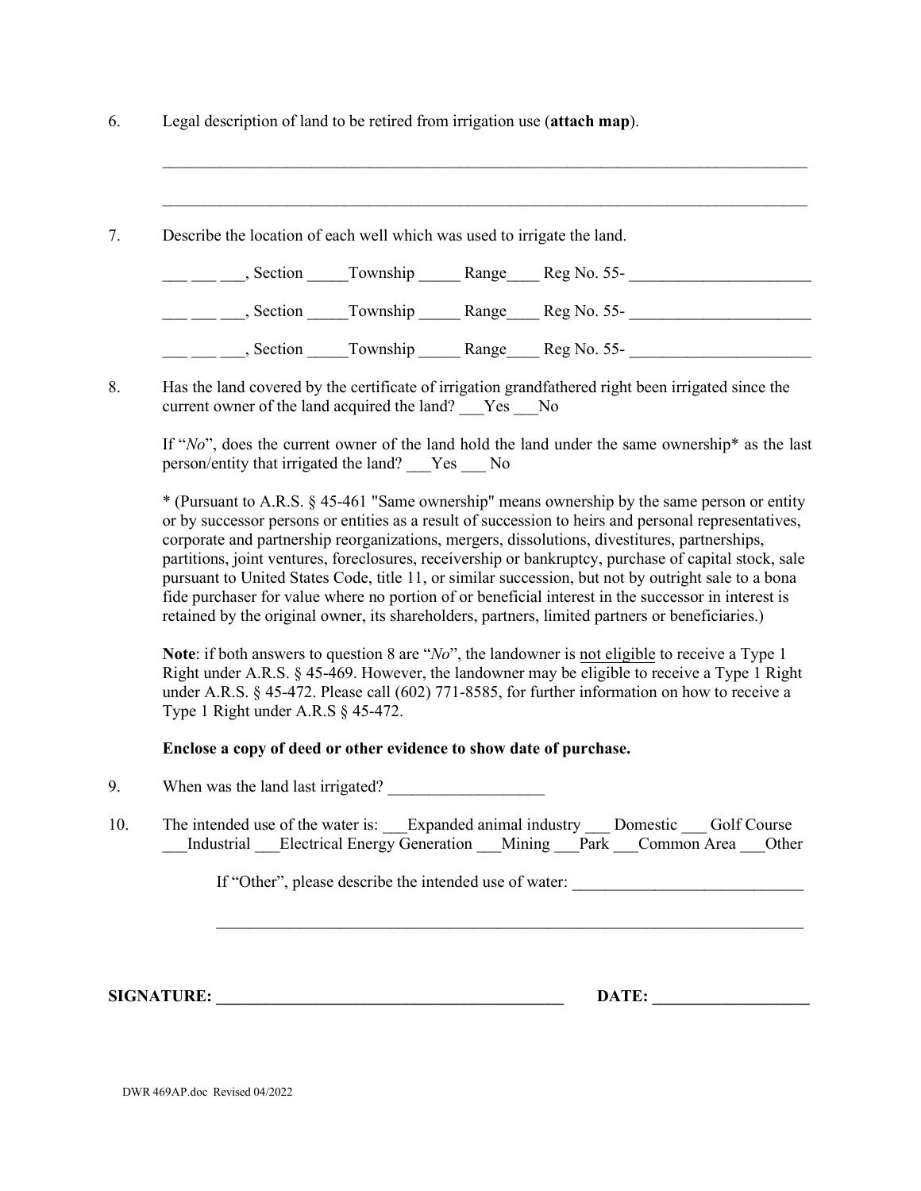6. Legal description of land to be retired from irrigation use (**attach map**).

_______________________________________________________________________________

_______________________________________________________________________________

7. Describe the location of each well which was used to irrigate the land.

___ ___ ___, Section _____Township _____ Range____ Reg No. 55- ______________________

___ ___ ___, Section _____Township _____ Range____ Reg No. 55- ______________________

___ ___ ___, Section _____Township _____ Range____ Reg No. 55- ______________________

8. Has the land covered by the certificate of irrigation grandfathered right been irrigated since the current owner of the land acquired the land? ___Yes ___No

If "*No*", does the current owner of the land hold the land under the same ownership* as the last person/entity that irrigated the land? ___Yes ___ No

* (Pursuant to A.R.S. § 45-461 "Same ownership" means ownership by the same person or entity or by successor persons or entities as a result of succession to heirs and personal representatives, corporate and partnership reorganizations, mergers, dissolutions, divestitures, partnerships, partitions, joint ventures, foreclosures, receivership or bankruptcy, purchase of capital stock, sale pursuant to United States Code, title 11, or similar succession, but not by outright sale to a bona fide purchaser for value where no portion of or beneficial interest in the successor in interest is retained by the original owner, its shareholders, partners, limited partners or beneficiaries.)

**Note**: if both answers to question 8 are "*No*", the landowner is <u>not eligible</u> to receive a Type 1 Right under A.R.S. § 45-469. However, the landowner may be eligible to receive a Type 1 Right under A.R.S. § 45-472. Please call (602) 771-8585, for further information on how to receive a Type 1 Right under A.R.S § 45-472.

**Enclose a copy of deed or other evidence to show date of purchase.**

9. When was the land last irrigated? ___________________

10. The intended use of the water is: ___Expanded animal industry ___ Domestic ___ Golf Course ___Industrial ___Electrical Energy Generation ___Mining ___Park ___Common Area ___Other

If "Other", please describe the intended use of water: ____________________________

_____________________________________________________________________________

**SIGNATURE: ____________________________________________ DATE: ___________________**

DWR 469AP.doc Revised 04/2022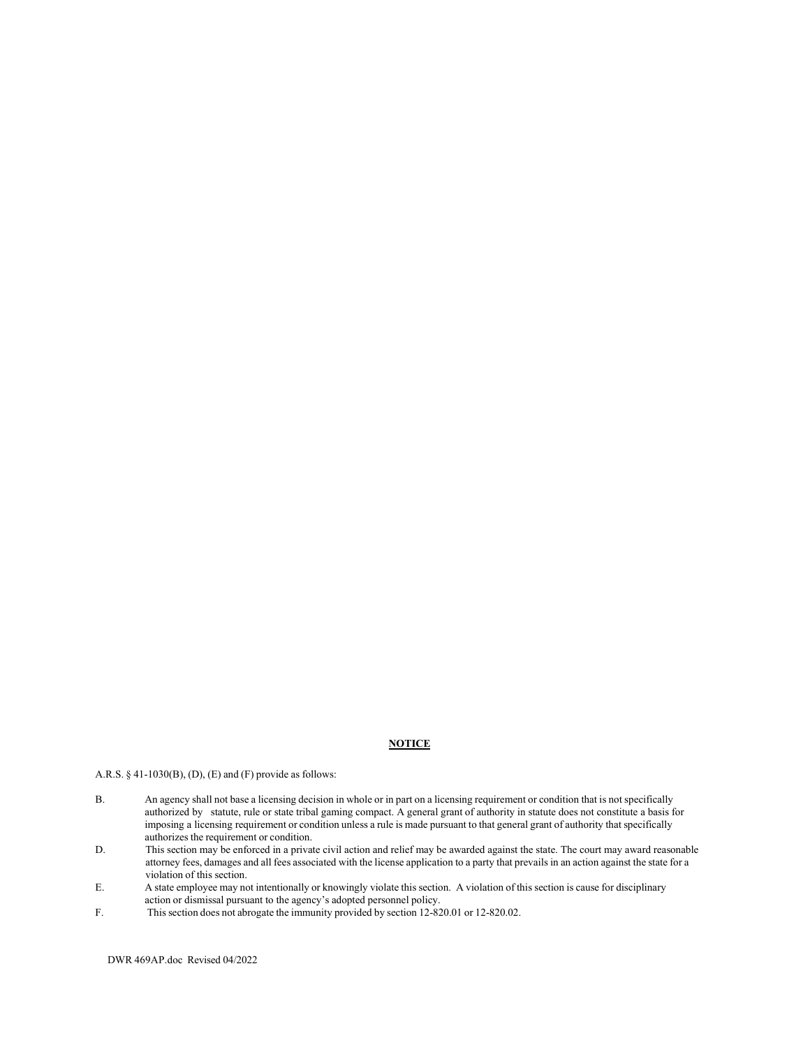**NOTICE**

A.R.S. § 41-1030(B), (D), (E) and (F) provide as follows:

B. An agency shall not base a licensing decision in whole or in part on a licensing requirement or condition that is not specifically authorized by statute, rule or state tribal gaming compact. A general grant of authority in statute does not constitute a basis for imposing a licensing requirement or condition unless a rule is made pursuant to that general grant of authority that specifically authorizes the requirement or condition.

D. This section may be enforced in a private civil action and relief may be awarded against the state. The court may award reasonable attorney fees, damages and all fees associated with the license application to a party that prevails in an action against the state for a violation of this section.

E. A state employee may not intentionally or knowingly violate this section. A violation of this section is cause for disciplinary action or dismissal pursuant to the agency's adopted personnel policy.

F. This section does not abrogate the immunity provided by section 12-820.01 or 12-820.02.

DWR 469AP.doc Revised 04/2022